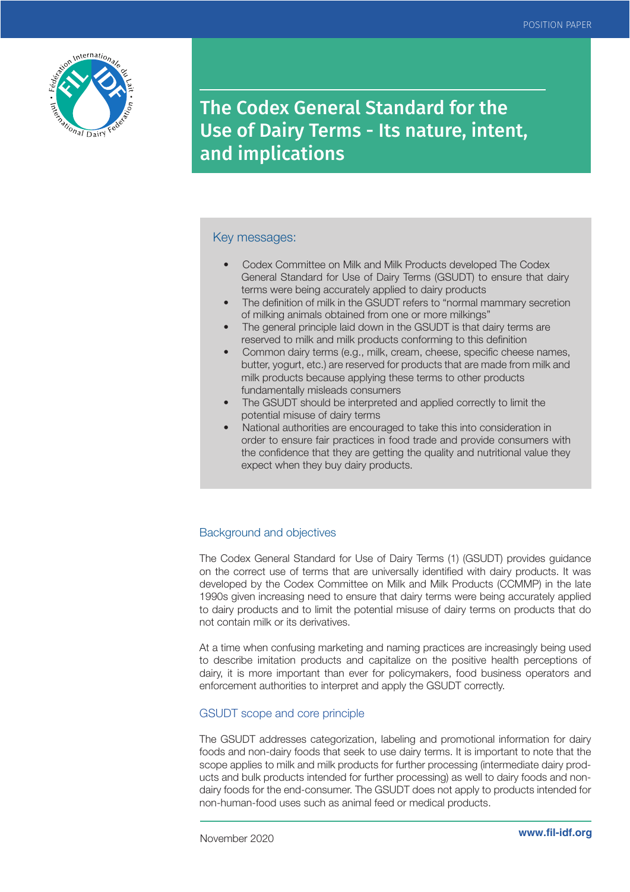POSITION PAPER

# The Codex General Standard for the Use of Dairy Terms - Its nature, intent, and implications

## Key messages:

- Codex Committee on Milk and Milk Products developed The Codex General Standard for Use of Dairy Terms (GSUDT) to ensure that dairy terms were being accurately applied to dairy products
- The definition of milk in the GSUDT refers to "normal mammary secretion of milking animals obtained from one or more milkings"
- The general principle laid down in the GSUDT is that dairy terms are reserved to milk and milk products conforming to this definition
- Common dairy terms (e.g., milk, cream, cheese, specific cheese names, butter, yogurt, etc.) are reserved for products that are made from milk and milk products because applying these terms to other products fundamentally misleads consumers
- The GSUDT should be interpreted and applied correctly to limit the potential misuse of dairy terms
- National authorities are encouraged to take this into consideration in order to ensure fair practices in food trade and provide consumers with the confidence that they are getting the quality and nutritional value they expect when they buy dairy products.

## Background and objectives

The Codex General Standard for Use of Dairy Terms (1) (GSUDT) provides guidance on the correct use of terms that are universally identified with dairy products. It was developed by the Codex Committee on Milk and Milk Products (CCMMP) in the late 1990s given increasing need to ensure that dairy terms were being accurately applied to dairy products and to limit the potential misuse of dairy terms on products that do not contain milk or its derivatives.

At a time when confusing marketing and naming practices are increasingly being used to describe imitation products and capitalize on the positive health perceptions of dairy, it is more important than ever for policymakers, food business operators and enforcement authorities to interpret and apply the GSUDT correctly.

## GSUDT scope and core principle

The GSUDT addresses categorization, labeling and promotional information for dairy foods and non-dairy foods that seek to use dairy terms. It is important to note that the scope applies to milk and milk products for further processing (intermediate dairy products and bulk products intended for further processing) as well to dairy foods and non-dairy foods for the end-consumer. The GSUDT does not apply to products intended for non-human-food uses such as animal feed or medical products.

November 2020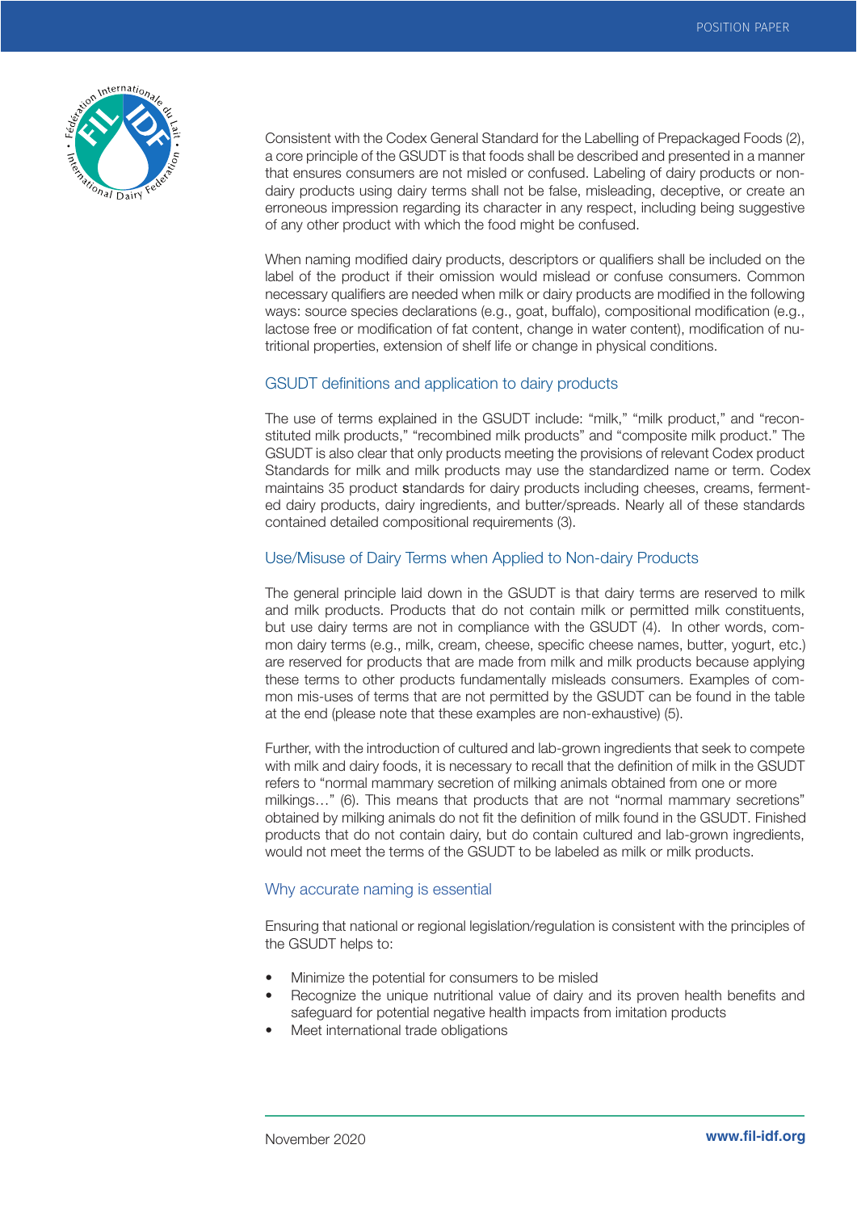Consistent with the Codex General Standard for the Labelling of Prepackaged Foods (2), a core principle of the GSUDT is that foods shall be described and presented in a manner that ensures consumers are not misled or confused. Labeling of dairy products or non-dairy products using dairy terms shall not be false, misleading, deceptive, or create an erroneous impression regarding its character in any respect, including being suggestive of any other product with which the food might be confused.

When naming modified dairy products, descriptors or qualifiers shall be included on the label of the product if their omission would mislead or confuse consumers. Common necessary qualifiers are needed when milk or dairy products are modified in the following ways: source species declarations (e.g., goat, buffalo), compositional modification (e.g., lactose free or modification of fat content, change in water content), modification of nutritional properties, extension of shelf life or change in physical conditions.

## GSUDT definitions and application to dairy products

The use of terms explained in the GSUDT include: "milk," "milk product," and "reconstituted milk products," "recombined milk products" and "composite milk product." The GSUDT is also clear that only products meeting the provisions of relevant Codex product Standards for milk and milk products may use the standardized name or term. Codex maintains 35 product standards for dairy products including cheeses, creams, fermented dairy products, dairy ingredients, and butter/spreads. Nearly all of these standards contained detailed compositional requirements (3).

## Use/Misuse of Dairy Terms when Applied to Non-dairy Products

The general principle laid down in the GSUDT is that dairy terms are reserved to milk and milk products. Products that do not contain milk or permitted milk constituents, but use dairy terms are not in compliance with the GSUDT (4). In other words, common dairy terms (e.g., milk, cream, cheese, specific cheese names, butter, yogurt, etc.) are reserved for products that are made from milk and milk products because applying these terms to other products fundamentally misleads consumers. Examples of common mis-uses of terms that are not permitted by the GSUDT can be found in the table at the end (please note that these examples are non-exhaustive) (5).

Further, with the introduction of cultured and lab-grown ingredients that seek to compete with milk and dairy foods, it is necessary to recall that the definition of milk in the GSUDT refers to "normal mammary secretion of milking animals obtained from one or more milkings…" (6). This means that products that are not "normal mammary secretions" obtained by milking animals do not fit the definition of milk found in the GSUDT. Finished products that do not contain dairy, but do contain cultured and lab-grown ingredients, would not meet the terms of the GSUDT to be labeled as milk or milk products.

## Why accurate naming is essential

Ensuring that national or regional legislation/regulation is consistent with the principles of the GSUDT helps to:

- Minimize the potential for consumers to be misled
- Recognize the unique nutritional value of dairy and its proven health benefits and safeguard for potential negative health impacts from imitation products
- Meet international trade obligations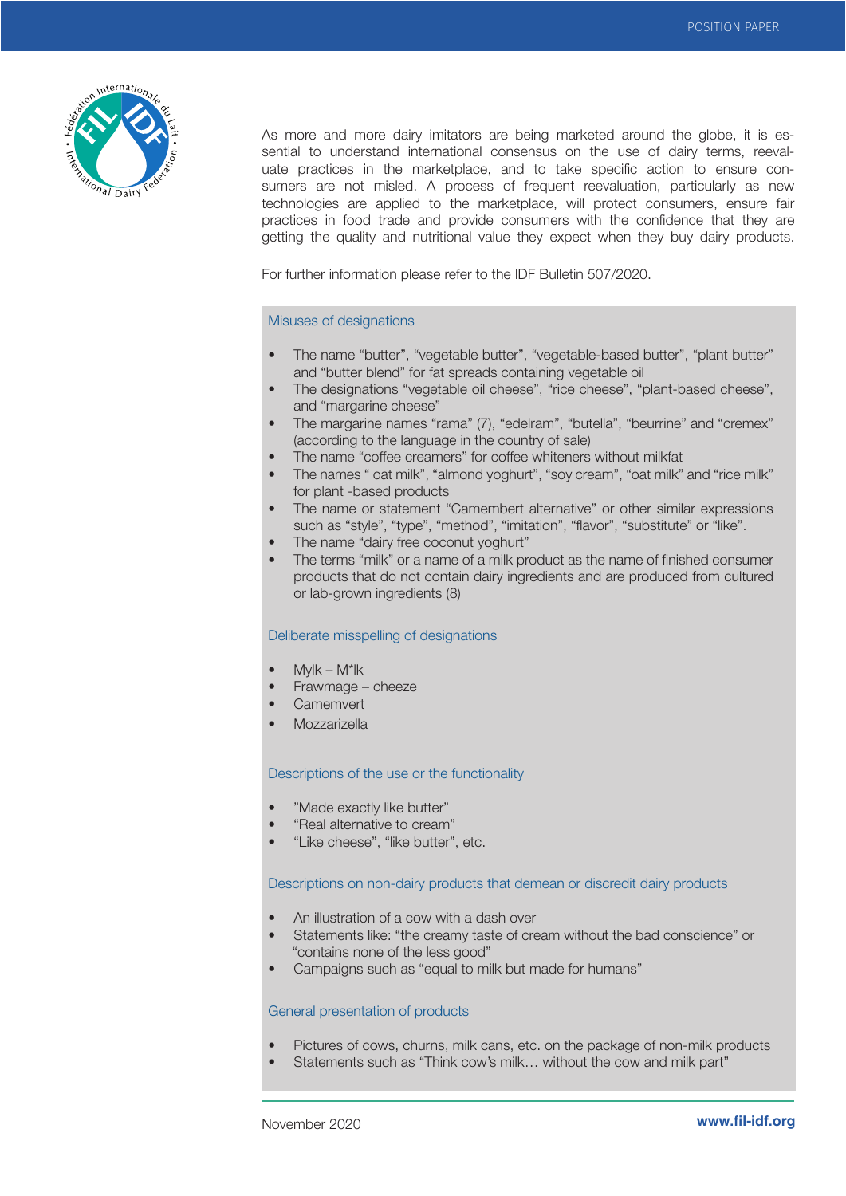As more and more dairy imitators are being marketed around the globe, it is essential to understand international consensus on the use of dairy terms, reevaluate practices in the marketplace, and to take specific action to ensure consumers are not misled. A process of frequent reevaluation, particularly as new technologies are applied to the marketplace, will protect consumers, ensure fair practices in food trade and provide consumers with the confidence that they are getting the quality and nutritional value they expect when they buy dairy products.

For further information please refer to the IDF Bulletin 507/2020.

### Misuses of designations

- The name “butter”, “vegetable butter”, “vegetable-based butter”, “plant butter” and “butter blend” for fat spreads containing vegetable oil
- The designations “vegetable oil cheese”, “rice cheese”, “plant-based cheese”, and “margarine cheese”
- The margarine names “rama” (7), “edelram”, “butella”, “beurrine” and “cremex” (according to the language in the country of sale)
- The name “coffee creamers” for coffee whiteners without milkfat
- The names “ oat milk”, “almond yoghurt”, “soy cream”, “oat milk” and “rice milk” for plant -based products
- The name or statement “Camembert alternative” or other similar expressions such as “style”, “type”, “method”, “imitation”, “flavor”, “substitute” or “like”.
- The name “dairy free coconut yoghurt”
- The terms “milk” or a name of a milk product as the name of finished consumer products that do not contain dairy ingredients and are produced from cultured or lab-grown ingredients (8)

### Deliberate misspelling of designations

- Mylk – M*lk
- Frawmage – cheeze
- Camemvert
- Mozzarizella

### Descriptions of the use or the functionality

- ”Made exactly like butter”
- “Real alternative to cream”
- “Like cheese”, “like butter”, etc.

### Descriptions on non-dairy products that demean or discredit dairy products

- An illustration of a cow with a dash over
- Statements like: “the creamy taste of cream without the bad conscience” or “contains none of the less good”
- Campaigns such as “equal to milk but made for humans”

### General presentation of products

- Pictures of cows, churns, milk cans, etc. on the package of non-milk products
- Statements such as “Think cow’s milk… without the cow and milk part”

November 2020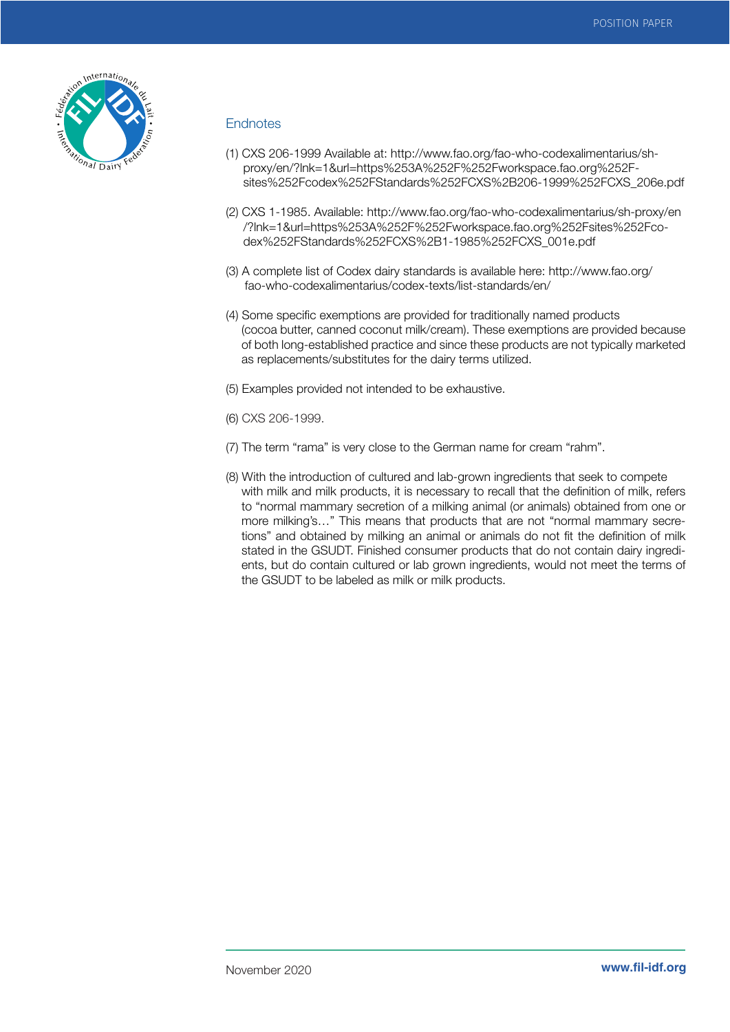## Endnotes

(1) CXS 206-1999 Available at: http://www.fao.org/fao-who-codexalimentarius/sh-proxy/en/?lnk=1&url=https%253A%252F%252Fworkspace.fao.org%252Fsites%252Fcodex%252FStandards%252FCXS%2B206-1999%252FCXS_206e.pdf

(2) CXS 1-1985. Available: http://www.fao.org/fao-who-codexalimentarius/sh-proxy/en/?lnk=1&url=https%253A%252F%252Fworkspace.fao.org%252Fsites%252Fcodex%252FStandards%252FCXS%2B1-1985%252FCXS_001e.pdf

(3) A complete list of Codex dairy standards is available here: http://www.fao.org/fao-who-codexalimentarius/codex-texts/list-standards/en/

(4) Some specific exemptions are provided for traditionally named products (cocoa butter, canned coconut milk/cream). These exemptions are provided because of both long-established practice and since these products are not typically marketed as replacements/substitutes for the dairy terms utilized.

(5) Examples provided not intended to be exhaustive.

(6) CXS 206-1999.

(7) The term "rama" is very close to the German name for cream "rahm".

(8) With the introduction of cultured and lab-grown ingredients that seek to compete with milk and milk products, it is necessary to recall that the definition of milk, refers to "normal mammary secretion of a milking animal (or animals) obtained from one or more milking's…" This means that products that are not "normal mammary secretions" and obtained by milking an animal or animals do not fit the definition of milk stated in the GSUDT. Finished consumer products that do not contain dairy ingredients, but do contain cultured or lab grown ingredients, would not meet the terms of the GSUDT to be labeled as milk or milk products.